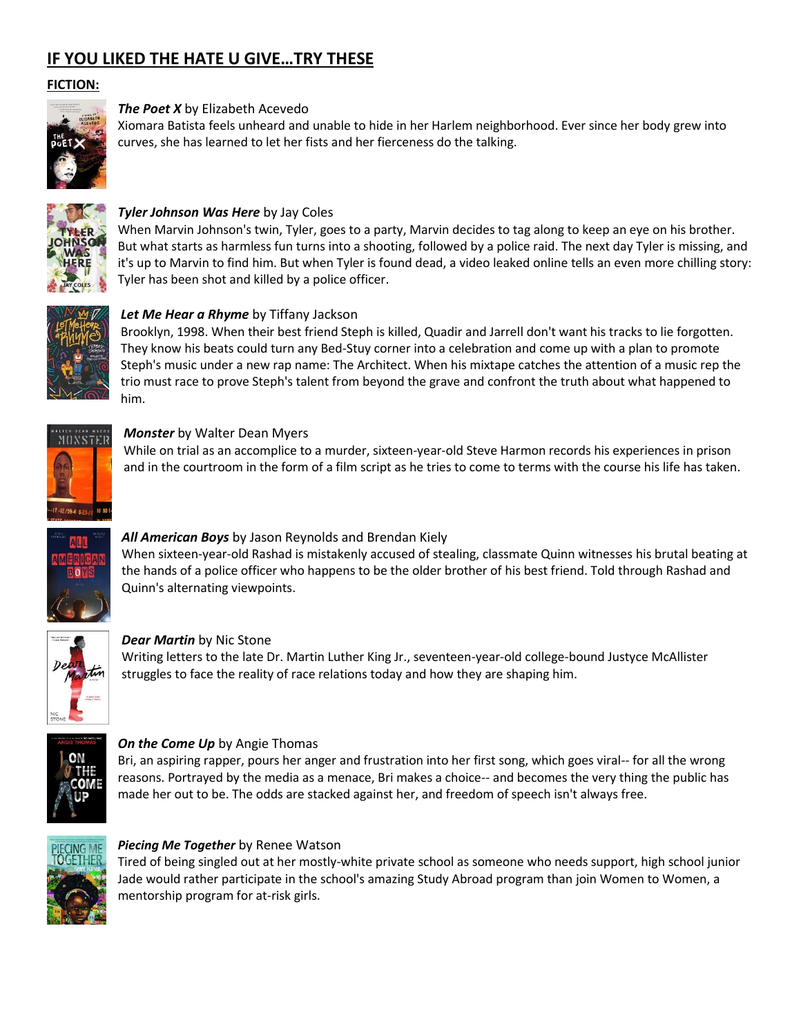# IF YOU LIKED THE HATE U GIVE…TRY THESE

## FICTION:

***The Poet X*** by Elizabeth Acevedo
Xiomara Batista feels unheard and unable to hide in her Harlem neighborhood. Ever since her body grew into curves, she has learned to let her fists and her fierceness do the talking.

***Tyler Johnson Was Here*** by Jay Coles
When Marvin Johnson's twin, Tyler, goes to a party, Marvin decides to tag along to keep an eye on his brother. But what starts as harmless fun turns into a shooting, followed by a police raid. The next day Tyler is missing, and it's up to Marvin to find him. But when Tyler is found dead, a video leaked online tells an even more chilling story: Tyler has been shot and killed by a police officer.

***Let Me Hear a Rhyme*** by Tiffany Jackson
Brooklyn, 1998. When their best friend Steph is killed, Quadir and Jarrell don't want his tracks to lie forgotten. They know his beats could turn any Bed-Stuy corner into a celebration and come up with a plan to promote Steph's music under a new rap name: The Architect. When his mixtape catches the attention of a music rep the trio must race to prove Steph's talent from beyond the grave and confront the truth about what happened to him.

***Monster*** by Walter Dean Myers
While on trial as an accomplice to a murder, sixteen-year-old Steve Harmon records his experiences in prison and in the courtroom in the form of a film script as he tries to come to terms with the course his life has taken.

***All American Boys*** by Jason Reynolds and Brendan Kiely
When sixteen-year-old Rashad is mistakenly accused of stealing, classmate Quinn witnesses his brutal beating at the hands of a police officer who happens to be the older brother of his best friend. Told through Rashad and Quinn's alternating viewpoints.

***Dear Martin*** by Nic Stone
Writing letters to the late Dr. Martin Luther King Jr., seventeen-year-old college-bound Justyce McAllister struggles to face the reality of race relations today and how they are shaping him.

***On the Come Up*** by Angie Thomas
Bri, an aspiring rapper, pours her anger and frustration into her first song, which goes viral-- for all the wrong reasons. Portrayed by the media as a menace, Bri makes a choice-- and becomes the very thing the public has made her out to be. The odds are stacked against her, and freedom of speech isn't always free.

***Piecing Me Together*** by Renee Watson
Tired of being singled out at her mostly-white private school as someone who needs support, high school junior Jade would rather participate in the school's amazing Study Abroad program than join Women to Women, a mentorship program for at-risk girls.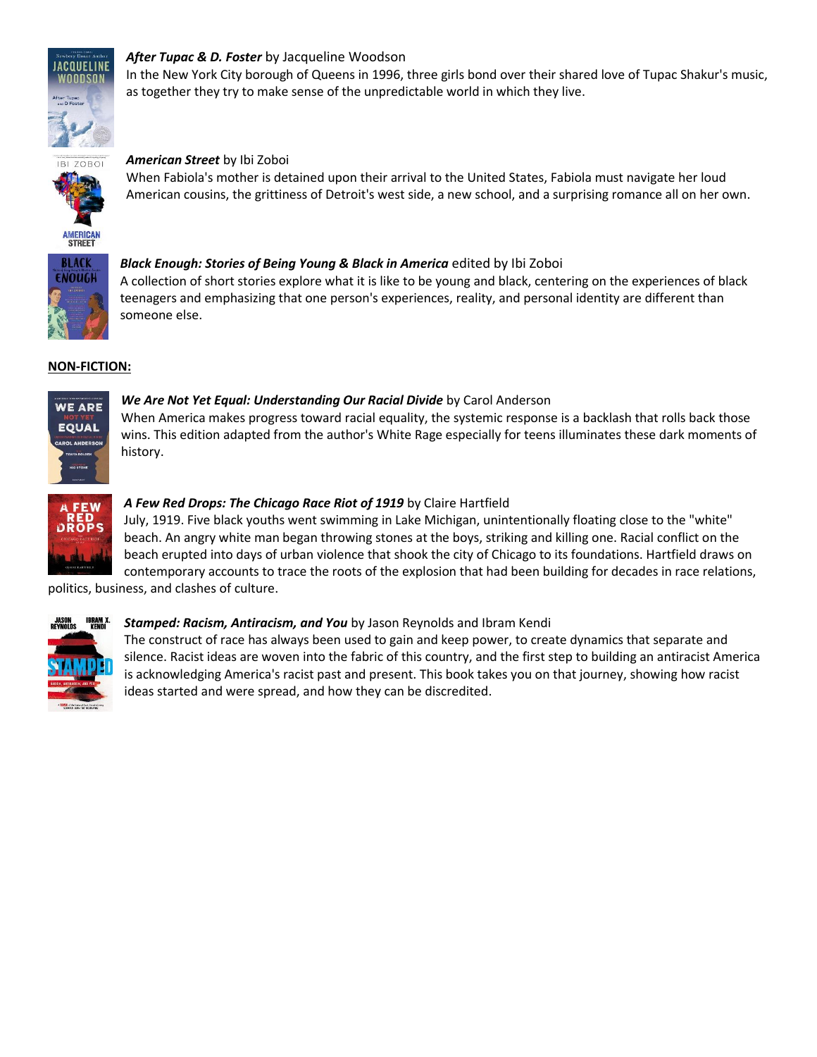***After Tupac & D. Foster*** by Jacqueline Woodson
In the New York City borough of Queens in 1996, three girls bond over their shared love of Tupac Shakur's music, as together they try to make sense of the unpredictable world in which they live.

***American Street*** by Ibi Zoboi
When Fabiola's mother is detained upon their arrival to the United States, Fabiola must navigate her loud American cousins, the grittiness of Detroit's west side, a new school, and a surprising romance all on her own.

***Black Enough: Stories of Being Young & Black in America*** edited by Ibi Zoboi
A collection of short stories explore what it is like to be young and black, centering on the experiences of black teenagers and emphasizing that one person's experiences, reality, and personal identity are different than someone else.

**NON-FICTION:**

***We Are Not Yet Equal: Understanding Our Racial Divide*** by Carol Anderson
When America makes progress toward racial equality, the systemic response is a backlash that rolls back those wins. This edition adapted from the author's White Rage especially for teens illuminates these dark moments of history.

***A Few Red Drops: The Chicago Race Riot of 1919*** by Claire Hartfield
July, 1919. Five black youths went swimming in Lake Michigan, unintentionally floating close to the "white" beach. An angry white man began throwing stones at the boys, striking and killing one. Racial conflict on the beach erupted into days of urban violence that shook the city of Chicago to its foundations. Hartfield draws on contemporary accounts to trace the roots of the explosion that had been building for decades in race relations, politics, business, and clashes of culture.

***Stamped: Racism, Antiracism, and You*** by Jason Reynolds and Ibram Kendi
The construct of race has always been used to gain and keep power, to create dynamics that separate and silence. Racist ideas are woven into the fabric of this country, and the first step to building an antiracist America is acknowledging America's racist past and present. This book takes you on that journey, showing how racist ideas started and were spread, and how they can be discredited.